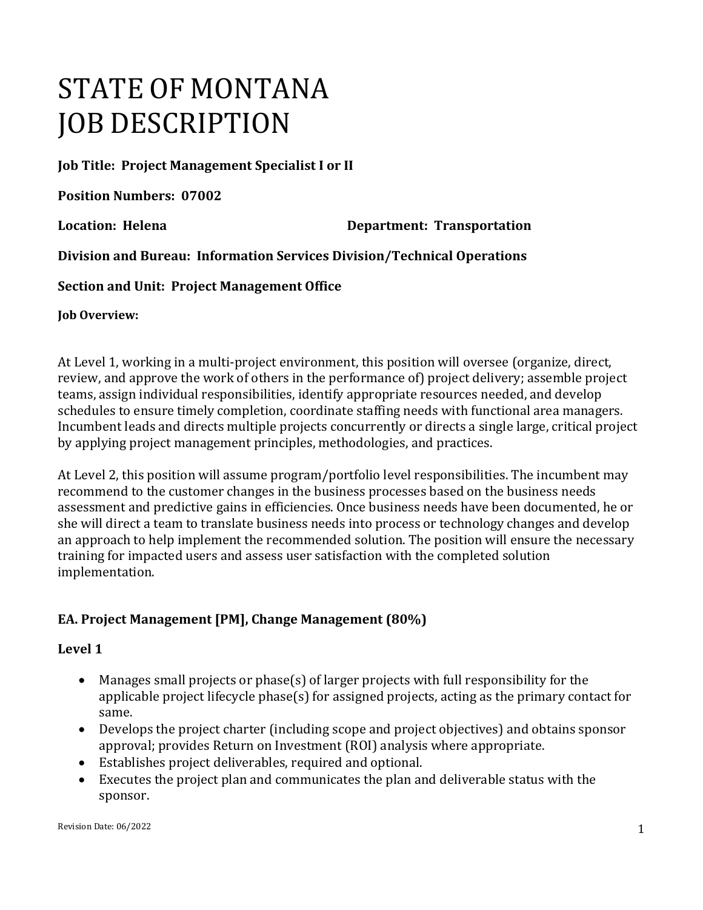# STATE OF MONTANA JOB DESCRIPTION

**Job Title: Project Management Specialist I or II**

**Position Numbers: 07002**

**Location: Helena** **Department: Transportation**

**Division and Bureau: Information Services Division/Technical Operations**

**Section and Unit: Project Management Office**

**Job Overview:**

At Level 1, working in a multi-project environment, this position will oversee (organize, direct, review, and approve the work of others in the performance of) project delivery; assemble project teams, assign individual responsibilities, identify appropriate resources needed, and develop schedules to ensure timely completion, coordinate staffing needs with functional area managers. Incumbent leads and directs multiple projects concurrently or directs a single large, critical project by applying project management principles, methodologies, and practices.

At Level 2, this position will assume program/portfolio level responsibilities. The incumbent may recommend to the customer changes in the business processes based on the business needs assessment and predictive gains in efficiencies. Once business needs have been documented, he or she will direct a team to translate business needs into process or technology changes and develop an approach to help implement the recommended solution. The position will ensure the necessary training for impacted users and assess user satisfaction with the completed solution implementation.

## EA. Project Management [PM], Change Management (80%)

### Level 1

- Manages small projects or phase(s) of larger projects with full responsibility for the applicable project lifecycle phase(s) for assigned projects, acting as the primary contact for same.
- Develops the project charter (including scope and project objectives) and obtains sponsor approval; provides Return on Investment (ROI) analysis where appropriate.
- Establishes project deliverables, required and optional.
- Executes the project plan and communicates the plan and deliverable status with the sponsor.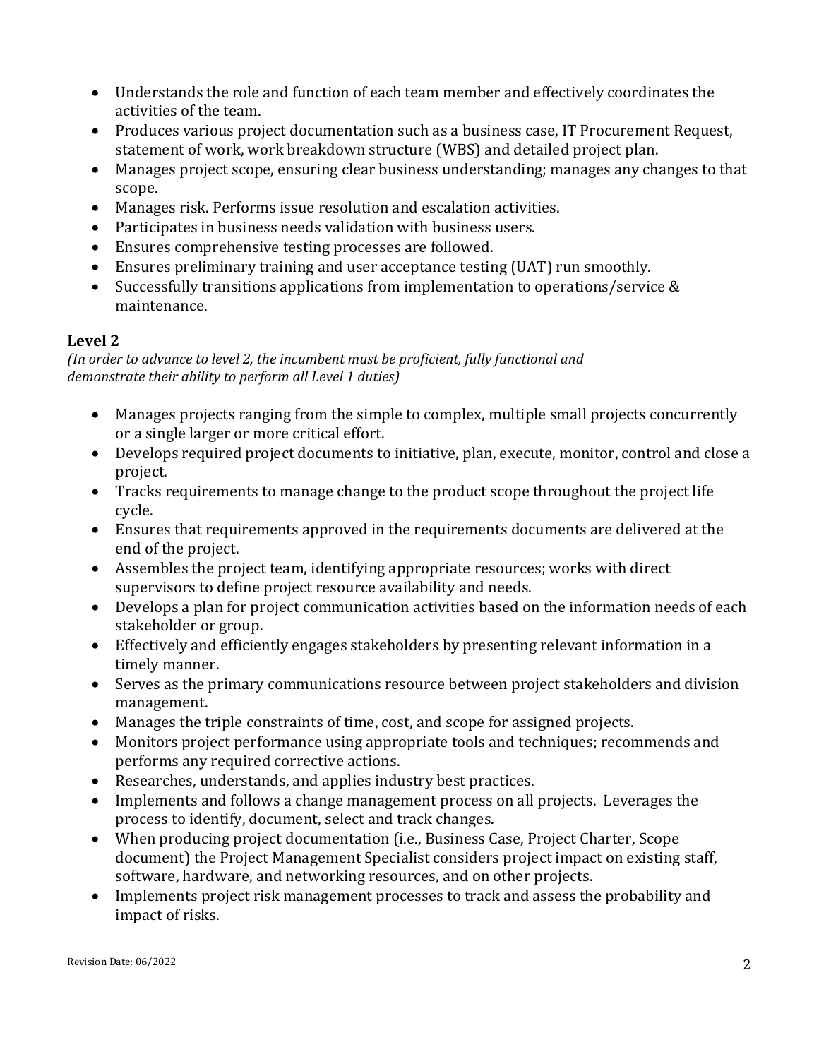- Understands the role and function of each team member and effectively coordinates the activities of the team.
- Produces various project documentation such as a business case, IT Procurement Request, statement of work, work breakdown structure (WBS) and detailed project plan.
- Manages project scope, ensuring clear business understanding; manages any changes to that scope.
- Manages risk. Performs issue resolution and escalation activities.
- Participates in business needs validation with business users.
- Ensures comprehensive testing processes are followed.
- Ensures preliminary training and user acceptance testing (UAT) run smoothly.
- Successfully transitions applications from implementation to operations/service & maintenance.

### Level 2

*(In order to advance to level 2, the incumbent must be proficient, fully functional and demonstrate their ability to perform all Level 1 duties)*

- Manages projects ranging from the simple to complex, multiple small projects concurrently or a single larger or more critical effort.
- Develops required project documents to initiative, plan, execute, monitor, control and close a project.
- Tracks requirements to manage change to the product scope throughout the project life cycle.
- Ensures that requirements approved in the requirements documents are delivered at the end of the project.
- Assembles the project team, identifying appropriate resources; works with direct supervisors to define project resource availability and needs.
- Develops a plan for project communication activities based on the information needs of each stakeholder or group.
- Effectively and efficiently engages stakeholders by presenting relevant information in a timely manner.
- Serves as the primary communications resource between project stakeholders and division management.
- Manages the triple constraints of time, cost, and scope for assigned projects.
- Monitors project performance using appropriate tools and techniques; recommends and performs any required corrective actions.
- Researches, understands, and applies industry best practices.
- Implements and follows a change management process on all projects. Leverages the process to identify, document, select and track changes.
- When producing project documentation (i.e., Business Case, Project Charter, Scope document) the Project Management Specialist considers project impact on existing staff, software, hardware, and networking resources, and on other projects.
- Implements project risk management processes to track and assess the probability and impact of risks.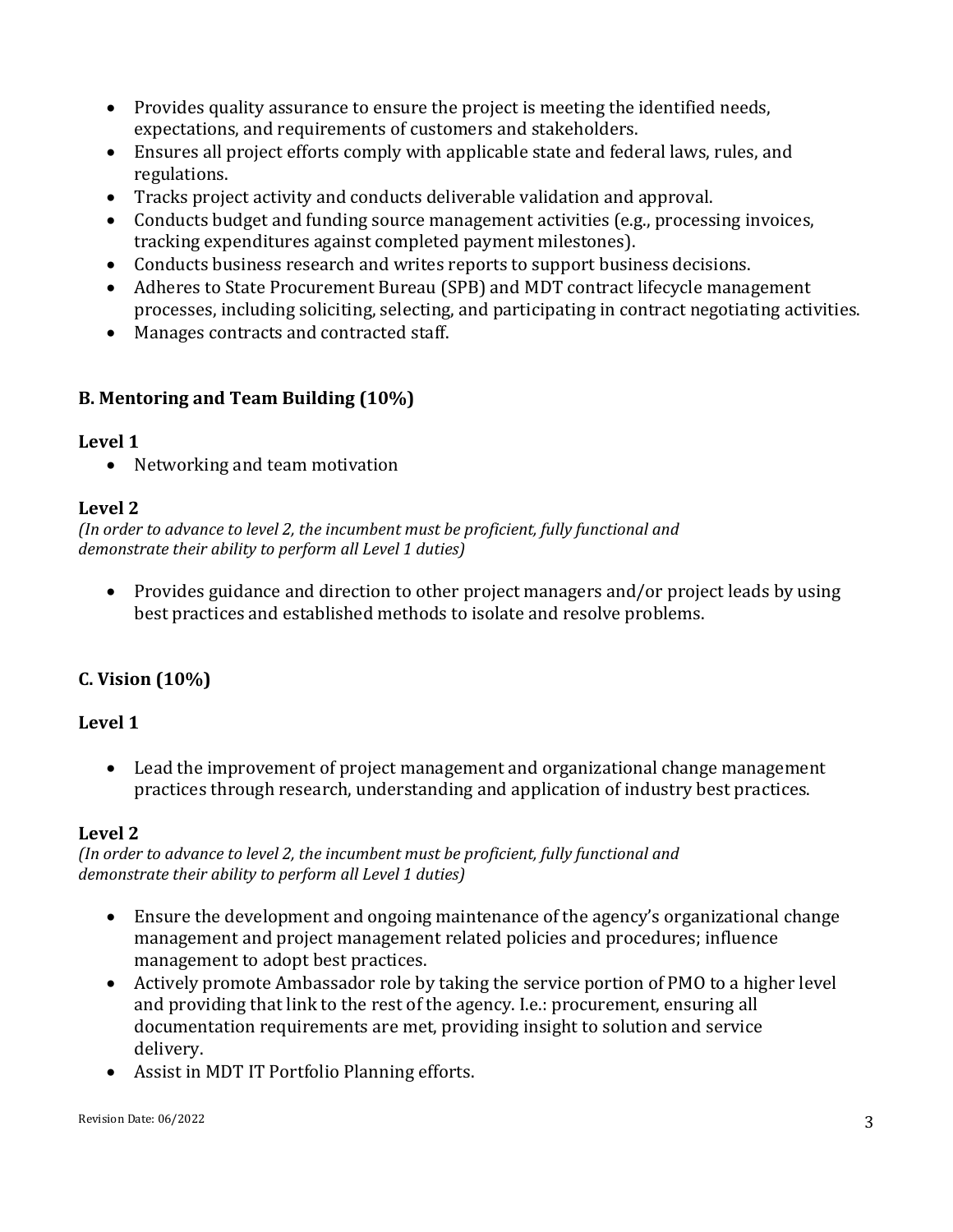- Provides quality assurance to ensure the project is meeting the identified needs, expectations, and requirements of customers and stakeholders.
- Ensures all project efforts comply with applicable state and federal laws, rules, and regulations.
- Tracks project activity and conducts deliverable validation and approval.
- Conducts budget and funding source management activities (e.g., processing invoices, tracking expenditures against completed payment milestones).
- Conducts business research and writes reports to support business decisions.
- Adheres to State Procurement Bureau (SPB) and MDT contract lifecycle management processes, including soliciting, selecting, and participating in contract negotiating activities.
- Manages contracts and contracted staff.

### B. Mentoring and Team Building (10%)

**Level 1**

- Networking and team motivation

**Level 2**

*(In order to advance to level 2, the incumbent must be proficient, fully functional and demonstrate their ability to perform all Level 1 duties)*

- Provides guidance and direction to other project managers and/or project leads by using best practices and established methods to isolate and resolve problems.

### C. Vision (10%)

**Level 1**

- Lead the improvement of project management and organizational change management practices through research, understanding and application of industry best practices.

**Level 2**

*(In order to advance to level 2, the incumbent must be proficient, fully functional and demonstrate their ability to perform all Level 1 duties)*

- Ensure the development and ongoing maintenance of the agency's organizational change management and project management related policies and procedures; influence management to adopt best practices.
- Actively promote Ambassador role by taking the service portion of PMO to a higher level and providing that link to the rest of the agency. I.e.: procurement, ensuring all documentation requirements are met, providing insight to solution and service delivery.
- Assist in MDT IT Portfolio Planning efforts.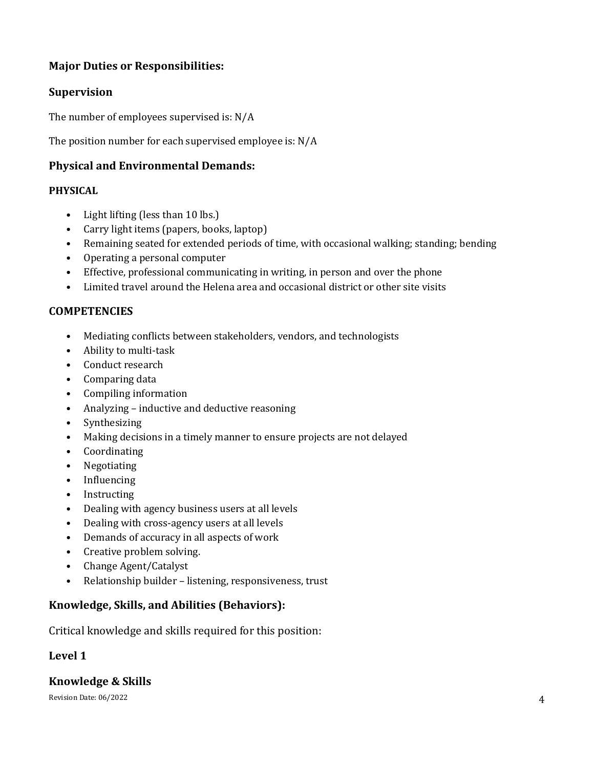## Major Duties or Responsibilities:

### Supervision

The number of employees supervised is: N/A

The position number for each supervised employee is: N/A

## Physical and Environmental Demands:

#### PHYSICAL

- Light lifting (less than 10 lbs.)
- Carry light items (papers, books, laptop)
- Remaining seated for extended periods of time, with occasional walking; standing; bending
- Operating a personal computer
- Effective, professional communicating in writing, in person and over the phone
- Limited travel around the Helena area and occasional district or other site visits

#### COMPETENCIES

- Mediating conflicts between stakeholders, vendors, and technologists
- Ability to multi-task
- Conduct research
- Comparing data
- Compiling information
- Analyzing – inductive and deductive reasoning
- Synthesizing
- Making decisions in a timely manner to ensure projects are not delayed
- Coordinating
- Negotiating
- Influencing
- Instructing
- Dealing with agency business users at all levels
- Dealing with cross-agency users at all levels
- Demands of accuracy in all aspects of work
- Creative problem solving.
- Change Agent/Catalyst
- Relationship builder – listening, responsiveness, trust

## Knowledge, Skills, and Abilities (Behaviors):

Critical knowledge and skills required for this position:

### Level 1

### Knowledge & Skills

Revision Date: 06/2022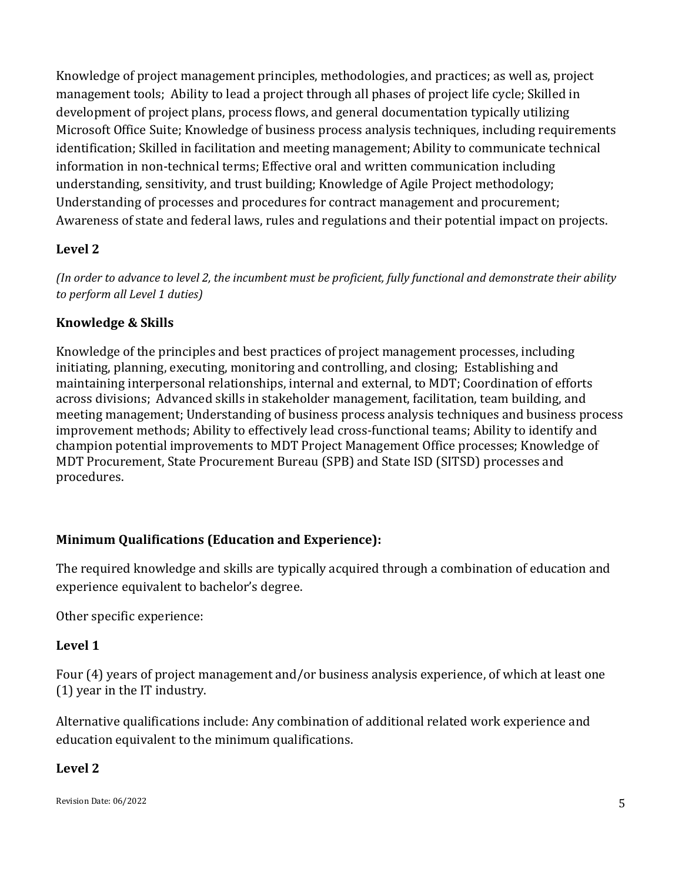Knowledge of project management principles, methodologies, and practices; as well as, project management tools; Ability to lead a project through all phases of project life cycle; Skilled in development of project plans, process flows, and general documentation typically utilizing Microsoft Office Suite; Knowledge of business process analysis techniques, including requirements identification; Skilled in facilitation and meeting management; Ability to communicate technical information in non-technical terms; Effective oral and written communication including understanding, sensitivity, and trust building; Knowledge of Agile Project methodology; Understanding of processes and procedures for contract management and procurement; Awareness of state and federal laws, rules and regulations and their potential impact on projects.

**Level 2**

*(In order to advance to level 2, the incumbent must be proficient, fully functional and demonstrate their ability to perform all Level 1 duties)*

**Knowledge & Skills**

Knowledge of the principles and best practices of project management processes, including initiating, planning, executing, monitoring and controlling, and closing; Establishing and maintaining interpersonal relationships, internal and external, to MDT; Coordination of efforts across divisions; Advanced skills in stakeholder management, facilitation, team building, and meeting management; Understanding of business process analysis techniques and business process improvement methods; Ability to effectively lead cross-functional teams; Ability to identify and champion potential improvements to MDT Project Management Office processes; Knowledge of MDT Procurement, State Procurement Bureau (SPB) and State ISD (SITSD) processes and procedures.

**Minimum Qualifications (Education and Experience):**

The required knowledge and skills are typically acquired through a combination of education and experience equivalent to bachelor's degree.

Other specific experience:

**Level 1**

Four (4) years of project management and/or business analysis experience, of which at least one (1) year in the IT industry.

Alternative qualifications include: Any combination of additional related work experience and education equivalent to the minimum qualifications.

**Level 2**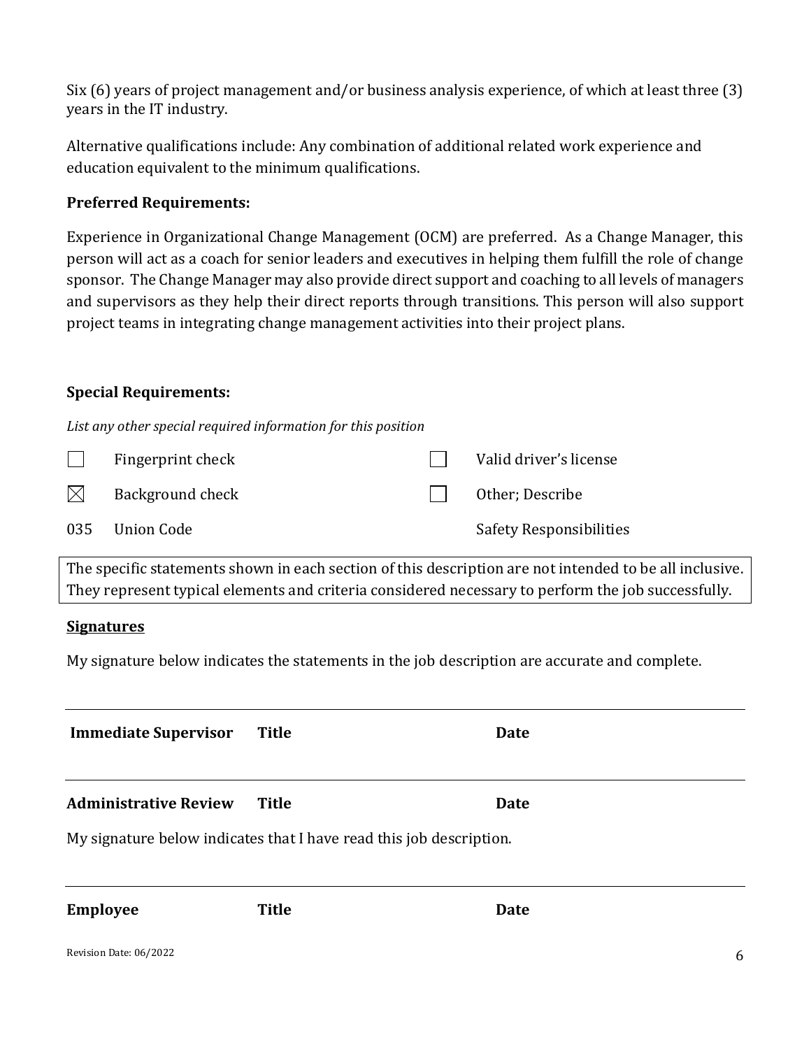Six (6) years of project management and/or business analysis experience, of which at least three (3) years in the IT industry.

Alternative qualifications include: Any combination of additional related work experience and education equivalent to the minimum qualifications.

**Preferred Requirements:**

Experience in Organizational Change Management (OCM) are preferred. As a Change Manager, this person will act as a coach for senior leaders and executives in helping them fulfill the role of change sponsor. The Change Manager may also provide direct support and coaching to all levels of managers and supervisors as they help their direct reports through transitions. This person will also support project teams in integrating change management activities into their project plans.

**Special Requirements:**

*List any other special required information for this position*

| | | | |
|---|---|---|---|
| ☐ | Fingerprint check | ☐ | Valid driver's license |
| ☒ | Background check | ☐ | Other; Describe |
| 035 | Union Code | | Safety Responsibilities |

The specific statements shown in each section of this description are not intended to be all inclusive. They represent typical elements and criteria considered necessary to perform the job successfully.

**<u>Signatures</u>**

My signature below indicates the statements in the job description are accurate and complete.

| **Immediate Supervisor** | **Title** | **Date** |
|---|---|---|

| **Administrative Review** | **Title** | **Date** |
|---|---|---|

My signature below indicates that I have read this job description.

| **Employee** | **Title** | **Date** |
|---|---|---|

Revision Date: 06/2022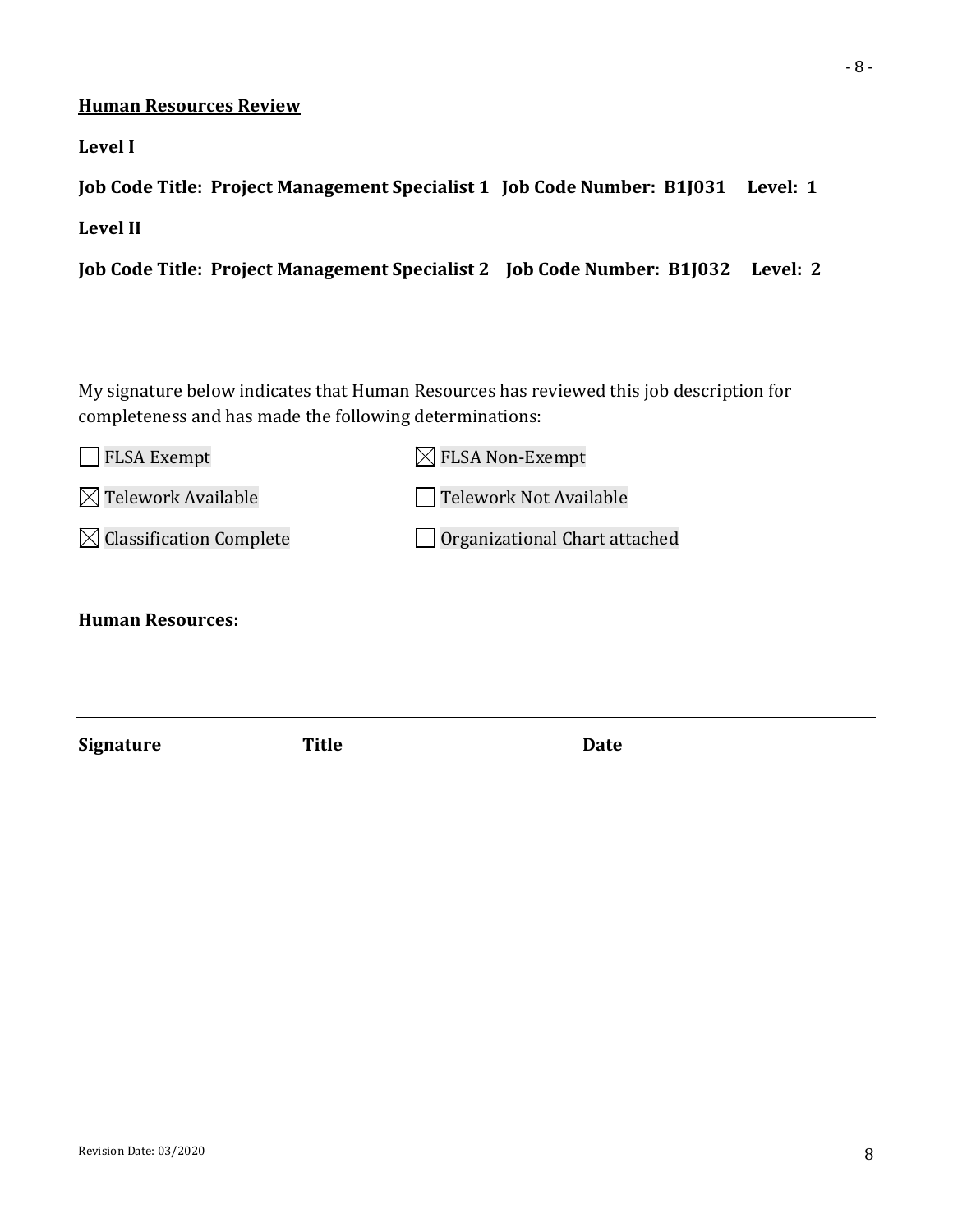**<u>Human Resources Review</u>**

**Level I**

**Job Code Title: Project Management Specialist 1 Job Code Number: B1J031 Level: 1**

**Level II**

**Job Code Title: Project Management Specialist 2 Job Code Number: B1J032 Level: 2**

My signature below indicates that Human Resources has reviewed this job description for completeness and has made the following determinations:

- ☐ FLSA Exempt
- ☒ FLSA Non-Exempt
- ☒ Telework Available
- ☐ Telework Not Available
- ☒ Classification Complete
- ☐ Organizational Chart attached

**Human Resources:**

______________________________________________________________________

**Signature** **Title** **Date**

Revision Date: 03/2020